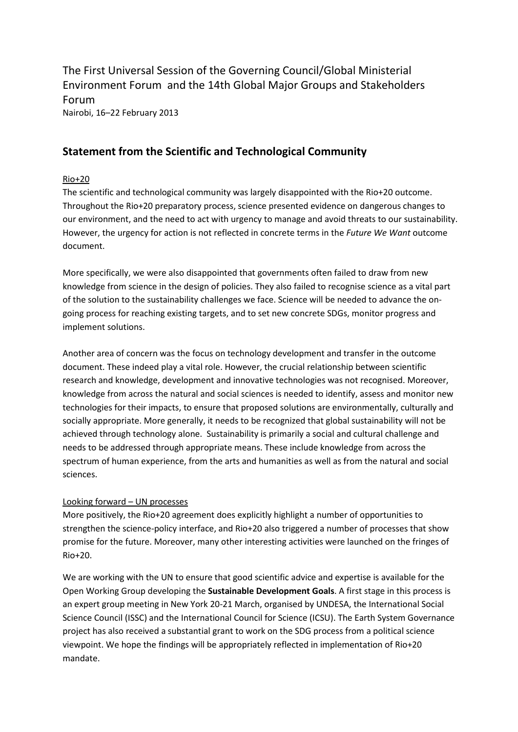The First Universal Session of the Governing Council/Global Ministerial Environment Forum and the 14th Global Major Groups and Stakeholders Forum

Nairobi, 16–22 February 2013

## Statement from the Scientific and Technological Community

Rio+20

The scientific and technological community was largely disappointed with the Rio+20 outcome. Throughout the Rio+20 preparatory process, science presented evidence on dangerous changes to our environment, and the need to act with urgency to manage and avoid threats to our sustainability. However, the urgency for action is not reflected in concrete terms in the *Future We Want* outcome document.

More specifically, we were also disappointed that governments often failed to draw from new knowledge from science in the design of policies. They also failed to recognise science as a vital part of the solution to the sustainability challenges we face. Science will be needed to advance the on-going process for reaching existing targets, and to set new concrete SDGs, monitor progress and implement solutions.

Another area of concern was the focus on technology development and transfer in the outcome document. These indeed play a vital role. However, the crucial relationship between scientific research and knowledge, development and innovative technologies was not recognised. Moreover, knowledge from across the natural and social sciences is needed to identify, assess and monitor new technologies for their impacts, to ensure that proposed solutions are environmentally, culturally and socially appropriate. More generally, it needs to be recognized that global sustainability will not be achieved through technology alone. Sustainability is primarily a social and cultural challenge and needs to be addressed through appropriate means. These include knowledge from across the spectrum of human experience, from the arts and humanities as well as from the natural and social sciences.

Looking forward – UN processes

More positively, the Rio+20 agreement does explicitly highlight a number of opportunities to strengthen the science-policy interface, and Rio+20 also triggered a number of processes that show promise for the future. Moreover, many other interesting activities were launched on the fringes of Rio+20.

We are working with the UN to ensure that good scientific advice and expertise is available for the Open Working Group developing the **Sustainable Development Goals**. A first stage in this process is an expert group meeting in New York 20-21 March, organised by UNDESA, the International Social Science Council (ISSC) and the International Council for Science (ICSU). The Earth System Governance project has also received a substantial grant to work on the SDG process from a political science viewpoint. We hope the findings will be appropriately reflected in implementation of Rio+20 mandate.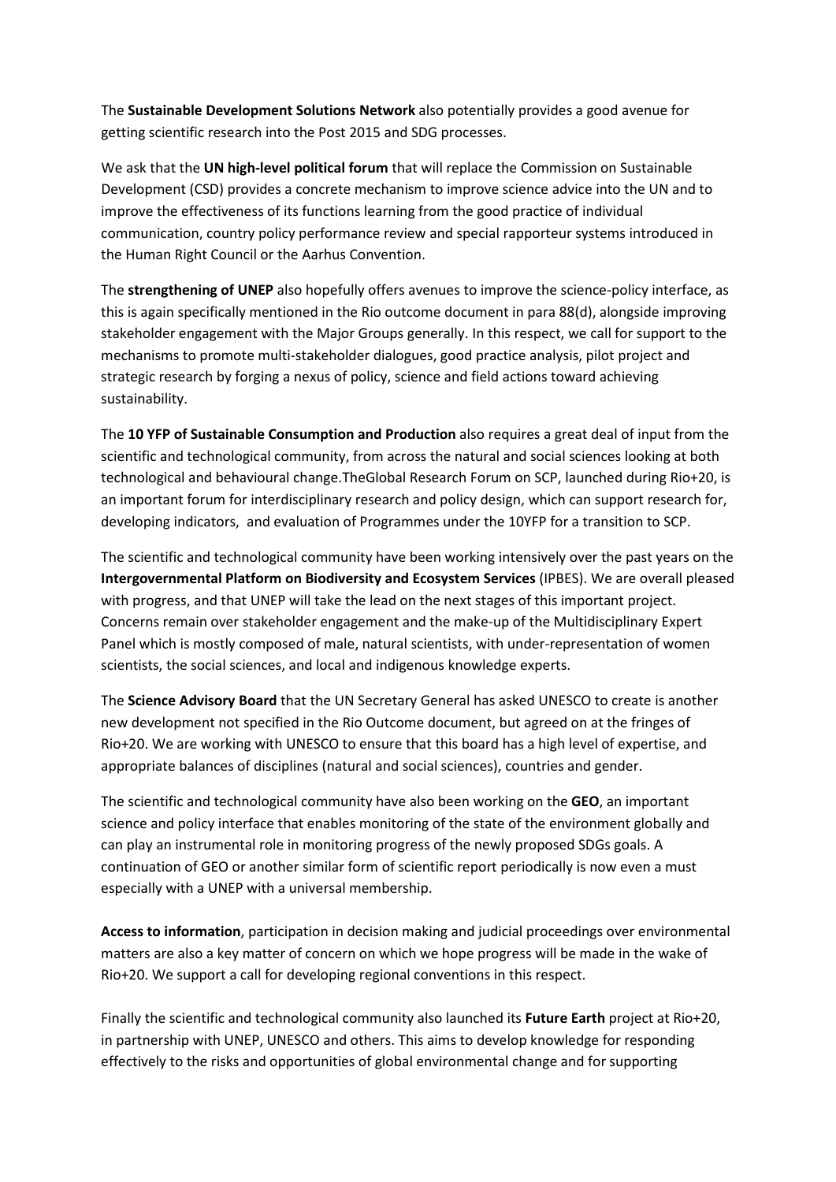The **Sustainable Development Solutions Network** also potentially provides a good avenue for getting scientific research into the Post 2015 and SDG processes.

We ask that the **UN high-level political forum** that will replace the Commission on Sustainable Development (CSD) provides a concrete mechanism to improve science advice into the UN and to improve the effectiveness of its functions learning from the good practice of individual communication, country policy performance review and special rapporteur systems introduced in the Human Right Council or the Aarhus Convention.

The **strengthening of UNEP** also hopefully offers avenues to improve the science-policy interface, as this is again specifically mentioned in the Rio outcome document in para 88(d), alongside improving stakeholder engagement with the Major Groups generally. In this respect, we call for support to the mechanisms to promote multi-stakeholder dialogues, good practice analysis, pilot project and strategic research by forging a nexus of policy, science and field actions toward achieving sustainability.

The **10 YFP of Sustainable Consumption and Production** also requires a great deal of input from the scientific and technological community, from across the natural and social sciences looking at both technological and behavioural change.TheGlobal Research Forum on SCP, launched during Rio+20, is an important forum for interdisciplinary research and policy design, which can support research for, developing indicators, and evaluation of Programmes under the 10YFP for a transition to SCP.

The scientific and technological community have been working intensively over the past years on the **Intergovernmental Platform on Biodiversity and Ecosystem Services** (IPBES). We are overall pleased with progress, and that UNEP will take the lead on the next stages of this important project. Concerns remain over stakeholder engagement and the make-up of the Multidisciplinary Expert Panel which is mostly composed of male, natural scientists, with under-representation of women scientists, the social sciences, and local and indigenous knowledge experts.

The **Science Advisory Board** that the UN Secretary General has asked UNESCO to create is another new development not specified in the Rio Outcome document, but agreed on at the fringes of Rio+20. We are working with UNESCO to ensure that this board has a high level of expertise, and appropriate balances of disciplines (natural and social sciences), countries and gender.

The scientific and technological community have also been working on the **GEO**, an important science and policy interface that enables monitoring of the state of the environment globally and can play an instrumental role in monitoring progress of the newly proposed SDGs goals. A continuation of GEO or another similar form of scientific report periodically is now even a must especially with a UNEP with a universal membership.

**Access to information**, participation in decision making and judicial proceedings over environmental matters are also a key matter of concern on which we hope progress will be made in the wake of Rio+20. We support a call for developing regional conventions in this respect.

Finally the scientific and technological community also launched its **Future Earth** project at Rio+20, in partnership with UNEP, UNESCO and others. This aims to develop knowledge for responding effectively to the risks and opportunities of global environmental change and for supporting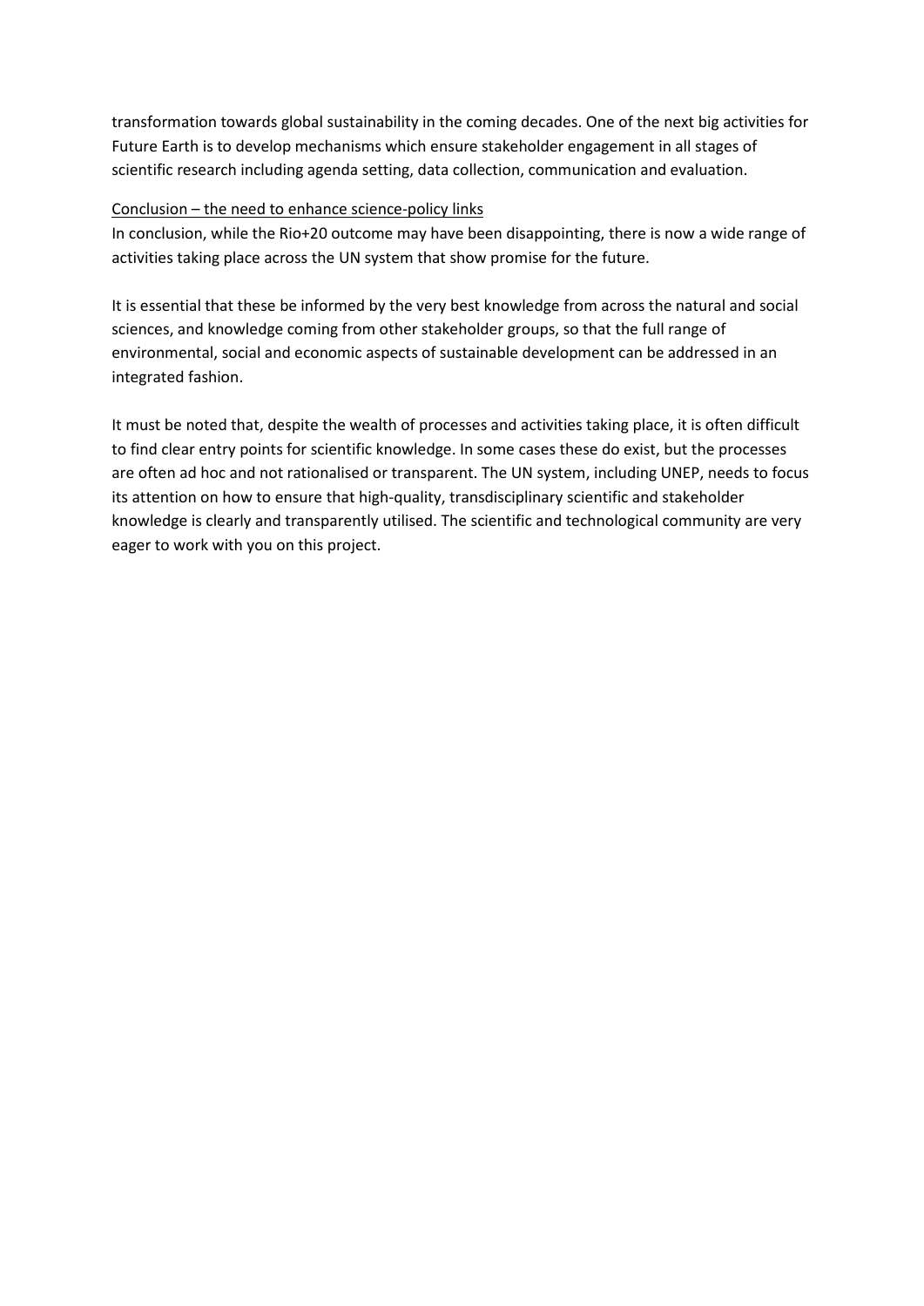transformation towards global sustainability in the coming decades. One of the next big activities for Future Earth is to develop mechanisms which ensure stakeholder engagement in all stages of scientific research including agenda setting, data collection, communication and evaluation.

## Conclusion – the need to enhance science-policy links

In conclusion, while the Rio+20 outcome may have been disappointing, there is now a wide range of activities taking place across the UN system that show promise for the future.

It is essential that these be informed by the very best knowledge from across the natural and social sciences, and knowledge coming from other stakeholder groups, so that the full range of environmental, social and economic aspects of sustainable development can be addressed in an integrated fashion.

It must be noted that, despite the wealth of processes and activities taking place, it is often difficult to find clear entry points for scientific knowledge. In some cases these do exist, but the processes are often ad hoc and not rationalised or transparent. The UN system, including UNEP, needs to focus its attention on how to ensure that high-quality, transdisciplinary scientific and stakeholder knowledge is clearly and transparently utilised. The scientific and technological community are very eager to work with you on this project.